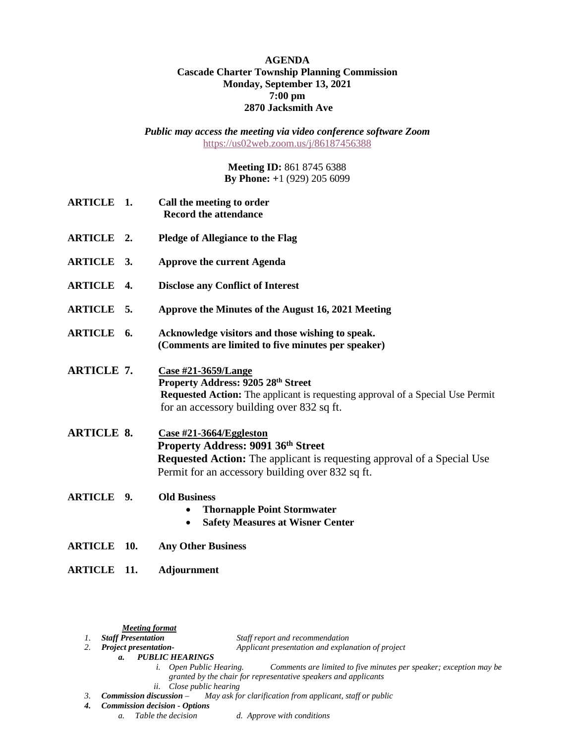# AGENDA

## Cascade Charter Township Planning Commission

**Monday, September 13, 2021**
**7:00 pm**
**2870 Jacksmith Ave**

*Public may access the meeting via video conference software Zoom*
https://us02web.zoom.us/j/86187456388

**Meeting ID:** 861 8745 6388
**By Phone:** +1 (929) 205 6099

**ARTICLE 1.** **Call the meeting to order**
**Record the attendance**

**ARTICLE 2.** **Pledge of Allegiance to the Flag**

**ARTICLE 3.** **Approve the current Agenda**

**ARTICLE 4.** **Disclose any Conflict of Interest**

**ARTICLE 5.** **Approve the Minutes of the August 16, 2021 Meeting**

**ARTICLE 6.** **Acknowledge visitors and those wishing to speak.**
**(Comments are limited to five minutes per speaker)**

**ARTICLE 7.** **Case #21-3659/Lange**
**Property Address: 9205 28th Street**
**Requested Action:** The applicant is requesting approval of a Special Use Permit for an accessory building over 832 sq ft.

**ARTICLE 8.** **Case #21-3664/Eggleston**
**Property Address: 9091 36th Street**
**Requested Action:** The applicant is requesting approval of a Special Use Permit for an accessory building over 832 sq ft.

**ARTICLE 9.** **Old Business**

- **Thornapple Point Stormwater**
- **Safety Measures at Wisner Center**

**ARTICLE 10.** **Any Other Business**

**ARTICLE 11.** **Adjournment**

***Meeting format***

1. ***Staff Presentation*** *Staff report and recommendation*
2. ***Project presentation-*** *Applicant presentation and explanation of project*
   a. ***PUBLIC HEARINGS***
      i. *Open Public Hearing. Comments are limited to five minutes per speaker; exception may be granted by the chair for representative speakers and applicants*
      ii. *Close public hearing*
3. ***Commission discussion*** *– May ask for clarification from applicant, staff or public*
4. ***Commission decision - Options***
   a. *Table the decision* d. *Approve with conditions*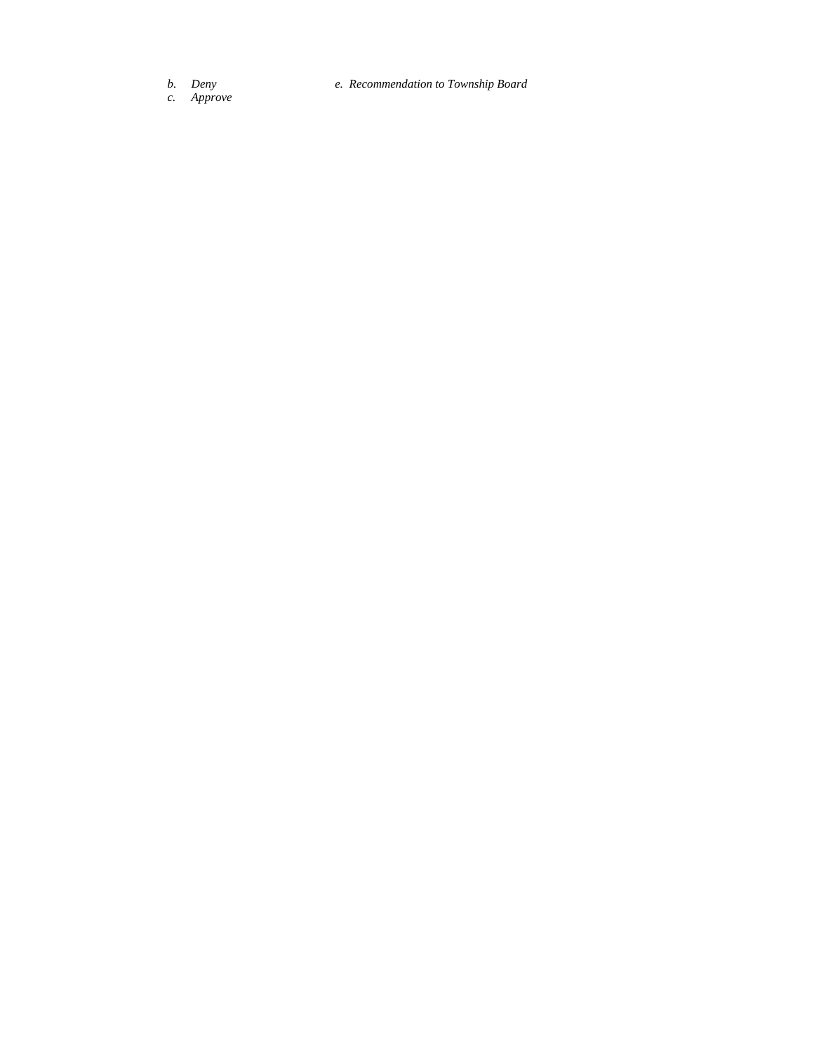*b. Deny*

*c. Approve*

*e. Recommendation to Township Board*